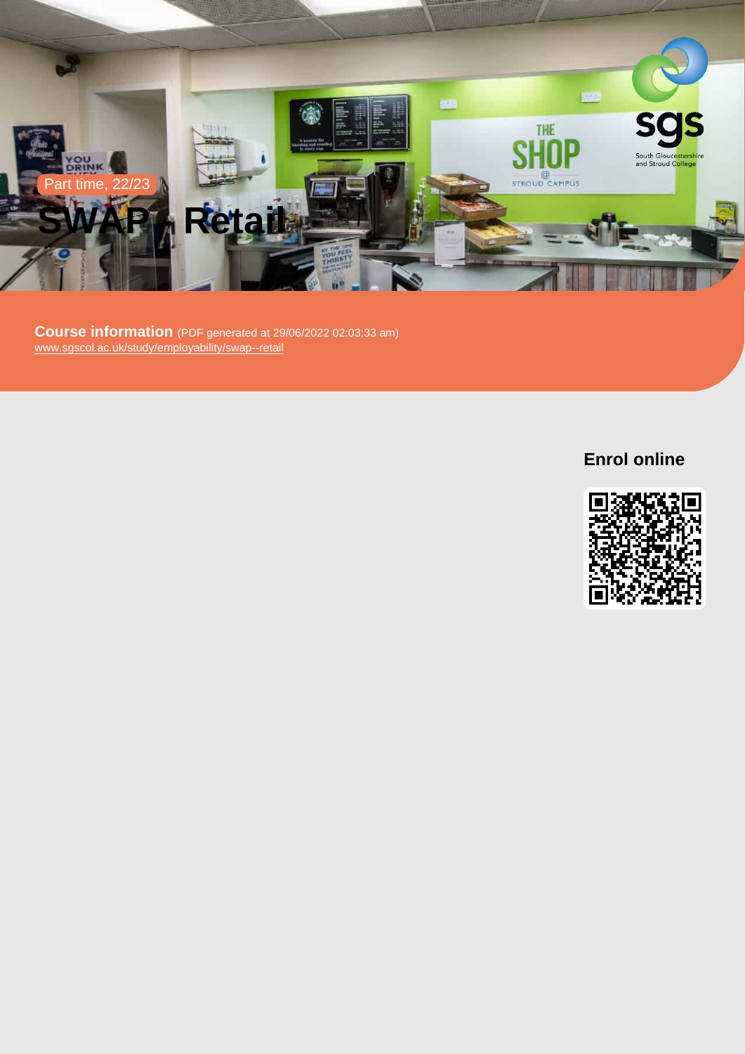Part time, 22/23

# SWAP - Retail

**Course information** (PDF generated at 29/06/2022 02:03:33 am)
www.sgscol.ac.uk/study/employability/swap--retail

## Enrol online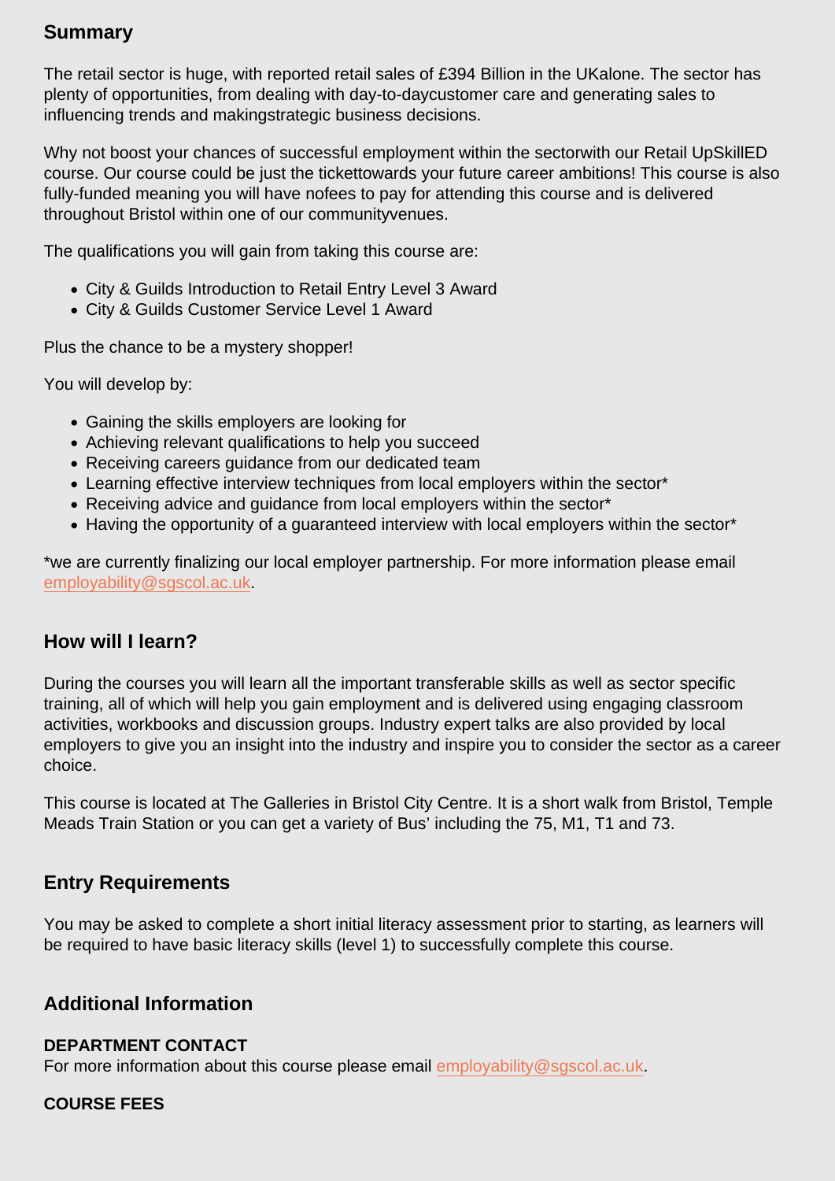## Summary

The retail sector is huge, with reported retail sales of £394 Billion in the UKalone. The sector has plenty of opportunities, from dealing with day-to-daycustomer care and generating sales to influencing trends and makingstrategic business decisions.

Why not boost your chances of successful employment within the sectorwith our Retail UpSkillED course. Our course could be just the tickettowards your future career ambitions! This course is also fully-funded meaning you will have nofees to pay for attending this course and is delivered throughout Bristol within one of our communityvenues.

The qualifications you will gain from taking this course are:

- City & Guilds Introduction to Retail Entry Level 3 Award
- City & Guilds Customer Service Level 1 Award

Plus the chance to be a mystery shopper!

You will develop by:

- Gaining the skills employers are looking for
- Achieving relevant qualifications to help you succeed
- Receiving careers guidance from our dedicated team
- Learning effective interview techniques from local employers within the sector*
- Receiving advice and guidance from local employers within the sector*
- Having the opportunity of a guaranteed interview with local employers within the sector*

*we are currently finalizing our local employer partnership. For more information please email employability@sgscol.ac.uk.

## How will I learn?

During the courses you will learn all the important transferable skills as well as sector specific training, all of which will help you gain employment and is delivered using engaging classroom activities, workbooks and discussion groups. Industry expert talks are also provided by local employers to give you an insight into the industry and inspire you to consider the sector as a career choice.

This course is located at The Galleries in Bristol City Centre. It is a short walk from Bristol, Temple Meads Train Station or you can get a variety of Bus' including the 75, M1, T1 and 73.

## Entry Requirements

You may be asked to complete a short initial literacy assessment prior to starting, as learners will be required to have basic literacy skills (level 1) to successfully complete this course.

## Additional Information

**DEPARTMENT CONTACT**
For more information about this course please email employability@sgscol.ac.uk.

**COURSE FEES**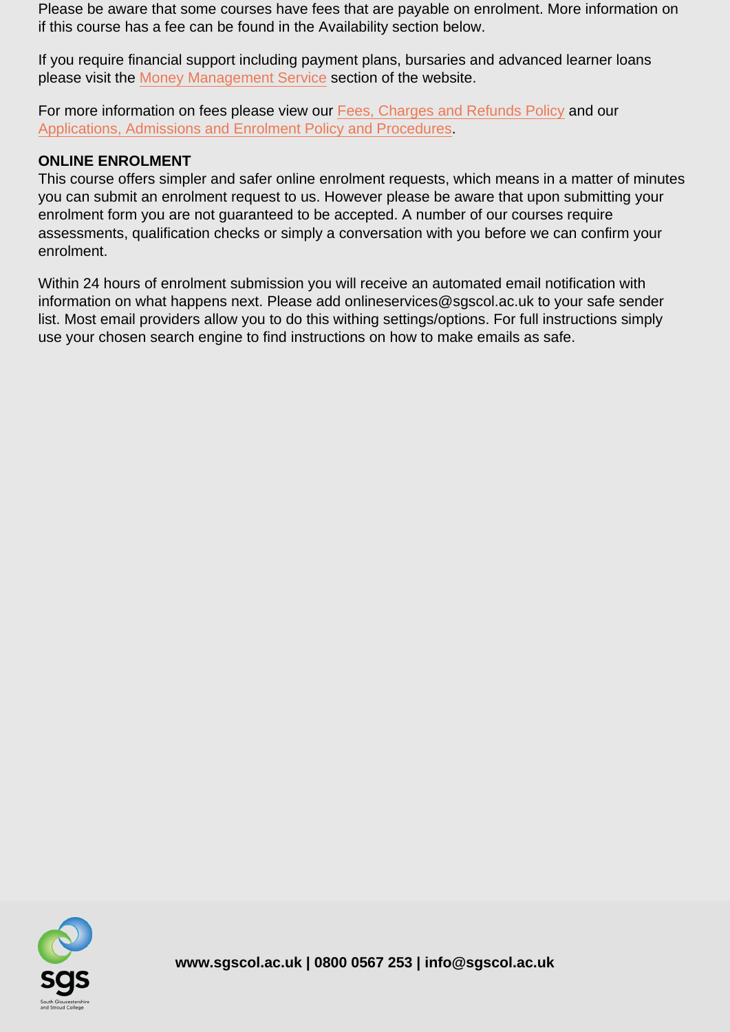Please be aware that some courses have fees that are payable on enrolment. More information on if this course has a fee can be found in the Availability section below.

If you require financial support including payment plans, bursaries and advanced learner loans please visit the Money Management Service section of the website.

For more information on fees please view our Fees, Charges and Refunds Policy and our Applications, Admissions and Enrolment Policy and Procedures.

**ONLINE ENROLMENT**

This course offers simpler and safer online enrolment requests, which means in a matter of minutes you can submit an enrolment request to us. However please be aware that upon submitting your enrolment form you are not guaranteed to be accepted. A number of our courses require assessments, qualification checks or simply a conversation with you before we can confirm your enrolment.

Within 24 hours of enrolment submission you will receive an automated email notification with information on what happens next. Please add onlineservices@sgscol.ac.uk to your safe sender list. Most email providers allow you to do this withing settings/options. For full instructions simply use your chosen search engine to find instructions on how to make emails as safe.